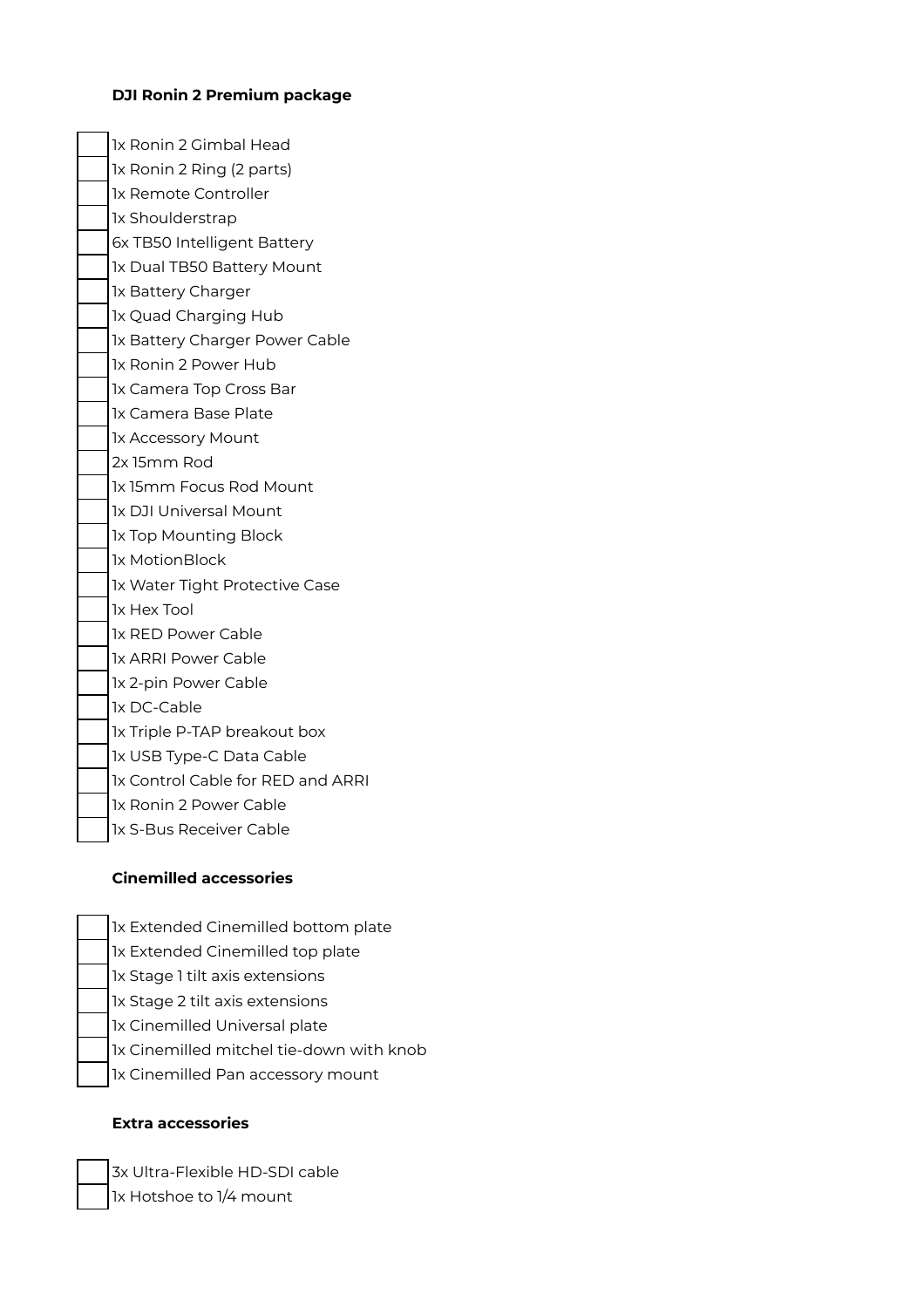**DJI Ronin 2 Premium package**

- [ ] 1x Ronin 2 Gimbal Head
- [ ] 1x Ronin 2 Ring (2 parts)
- [ ] 1x Remote Controller
- [ ] 1x Shoulderstrap
- [ ] 6x TB50 Intelligent Battery
- [ ] 1x Dual TB50 Battery Mount
- [ ] 1x Battery Charger
- [ ] 1x Quad Charging Hub
- [ ] 1x Battery Charger Power Cable
- [ ] 1x Ronin 2 Power Hub
- [ ] 1x Camera Top Cross Bar
- [ ] 1x Camera Base Plate
- [ ] 1x Accessory Mount
- [ ] 2x 15mm Rod
- [ ] 1x 15mm Focus Rod Mount
- [ ] 1x DJI Universal Mount
- [ ] 1x Top Mounting Block
- [ ] 1x MotionBlock
- [ ] 1x Water Tight Protective Case
- [ ] 1x Hex Tool
- [ ] 1x RED Power Cable
- [ ] 1x ARRI Power Cable
- [ ] 1x 2-pin Power Cable
- [ ] 1x DC-Cable
- [ ] 1x Triple P-TAP breakout box
- [ ] 1x USB Type-C Data Cable
- [ ] 1x Control Cable for RED and ARRI
- [ ] 1x Ronin 2 Power Cable
- [ ] 1x S-Bus Receiver Cable

**Cinemilled accessories**

- [ ] 1x Extended Cinemilled bottom plate
- [ ] 1x Extended Cinemilled top plate
- [ ] 1x Stage 1 tilt axis extensions
- [ ] 1x Stage 2 tilt axis extensions
- [ ] 1x Cinemilled Universal plate
- [ ] 1x Cinemilled mitchel tie-down with knob
- [ ] 1x Cinemilled Pan accessory mount

**Extra accessories**

- [ ] 3x Ultra-Flexible HD-SDI cable
- [ ] 1x Hotshoe to 1/4 mount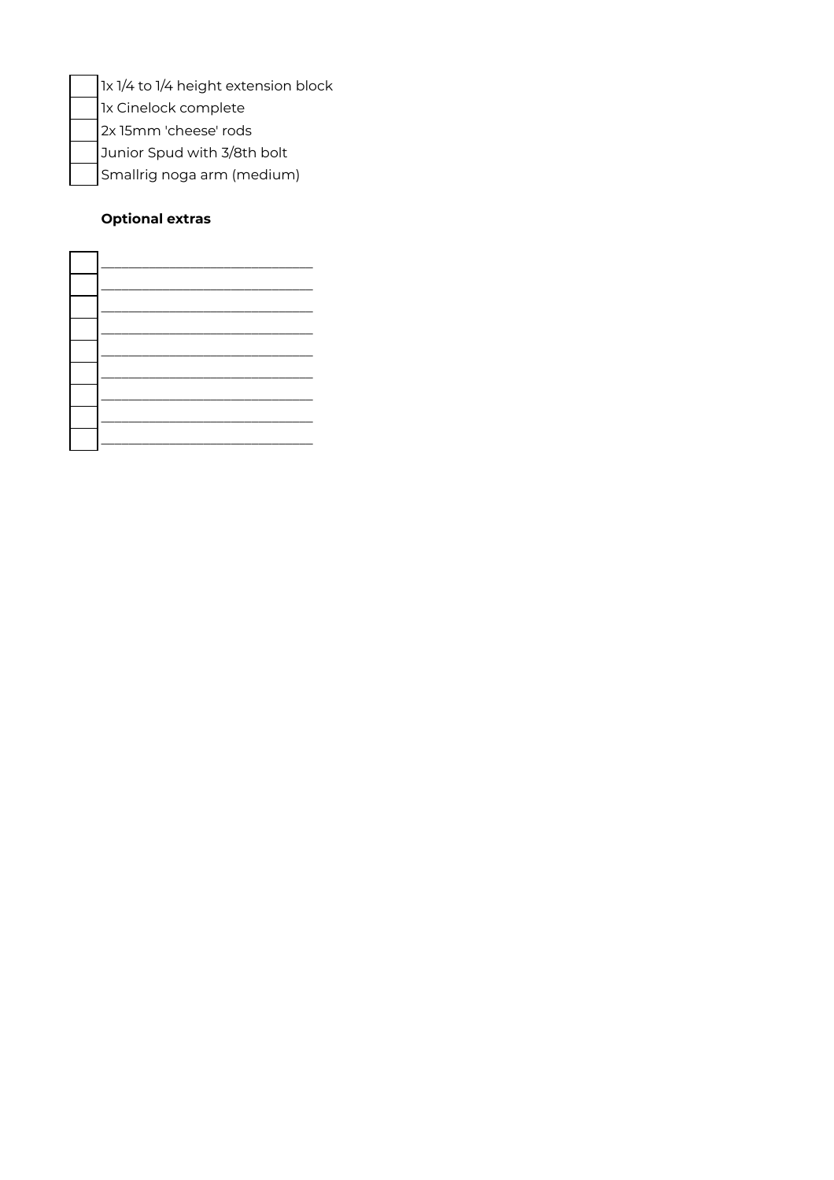- [ ] 1x 1/4 to 1/4 height extension block
- [ ] 1x Cinelock complete
- [ ] 2x 15mm 'cheese' rods
- [ ] Junior Spud with 3/8th bolt
- [ ] Smallrig noga arm (medium)

**Optional extras**

- [ ] ____________________________
- [ ] ____________________________
- [ ] ____________________________
- [ ] ____________________________
- [ ] ____________________________
- [ ] ____________________________
- [ ] ____________________________
- [ ] ____________________________
- [ ] ____________________________